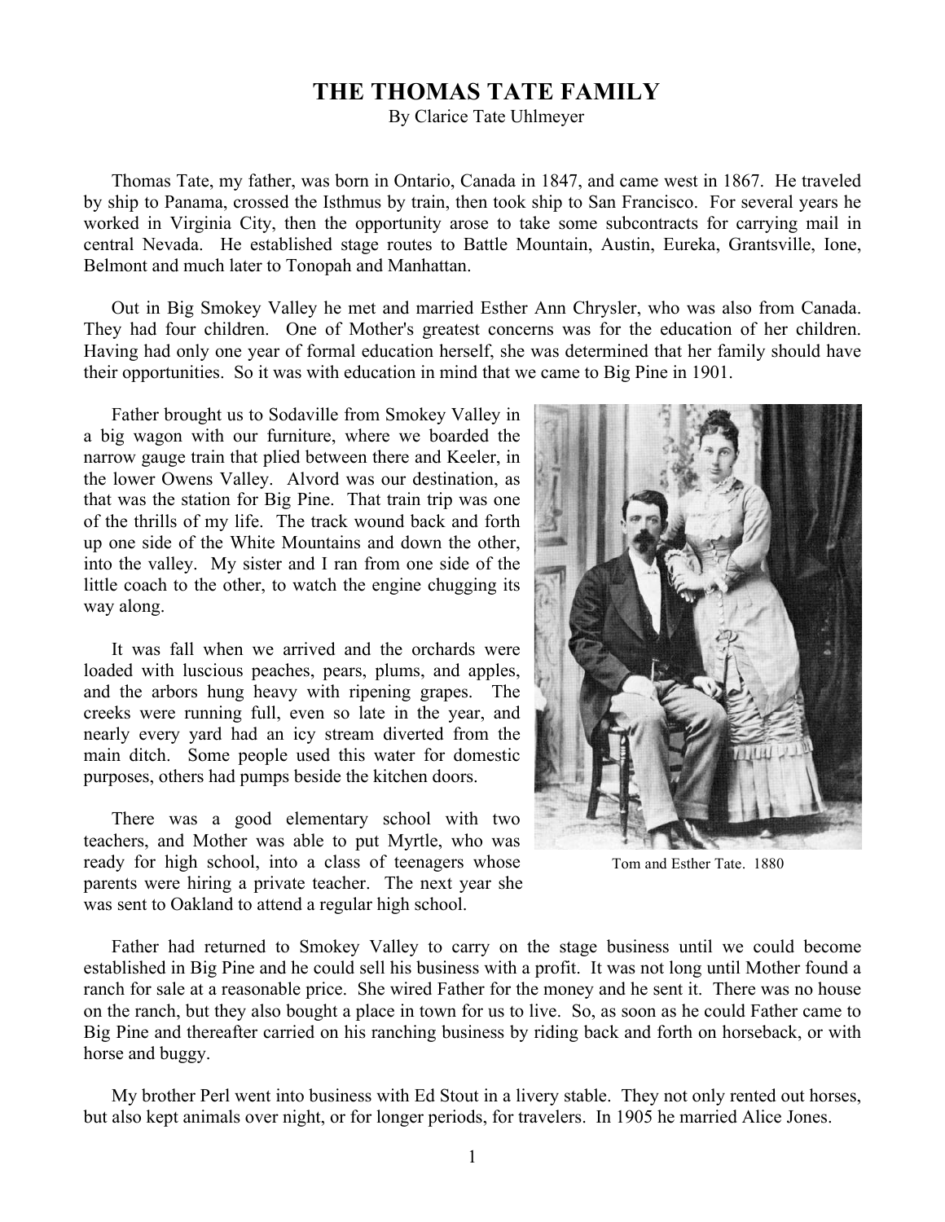# THE THOMAS TATE FAMILY

By Clarice Tate Uhlmeyer

Thomas Tate, my father, was born in Ontario, Canada in 1847, and came west in 1867. He traveled by ship to Panama, crossed the Isthmus by train, then took ship to San Francisco. For several years he worked in Virginia City, then the opportunity arose to take some subcontracts for carrying mail in central Nevada. He established stage routes to Battle Mountain, Austin, Eureka, Grantsville, Ione, Belmont and much later to Tonopah and Manhattan.

Out in Big Smokey Valley he met and married Esther Ann Chrysler, who was also from Canada. They had four children. One of Mother's greatest concerns was for the education of her children. Having had only one year of formal education herself, she was determined that her family should have their opportunities. So it was with education in mind that we came to Big Pine in 1901.

Father brought us to Sodaville from Smokey Valley in a big wagon with our furniture, where we boarded the narrow gauge train that plied between there and Keeler, in the lower Owens Valley. Alvord was our destination, as that was the station for Big Pine. That train trip was one of the thrills of my life. The track wound back and forth up one side of the White Mountains and down the other, into the valley. My sister and I ran from one side of the little coach to the other, to watch the engine chugging its way along.

Tom and Esther Tate. 1880

It was fall when we arrived and the orchards were loaded with luscious peaches, pears, plums, and apples, and the arbors hung heavy with ripening grapes. The creeks were running full, even so late in the year, and nearly every yard had an icy stream diverted from the main ditch. Some people used this water for domestic purposes, others had pumps beside the kitchen doors.

There was a good elementary school with two teachers, and Mother was able to put Myrtle, who was ready for high school, into a class of teenagers whose parents were hiring a private teacher. The next year she was sent to Oakland to attend a regular high school.

Father had returned to Smokey Valley to carry on the stage business until we could become established in Big Pine and he could sell his business with a profit. It was not long until Mother found a ranch for sale at a reasonable price. She wired Father for the money and he sent it. There was no house on the ranch, but they also bought a place in town for us to live. So, as soon as he could Father came to Big Pine and thereafter carried on his ranching business by riding back and forth on horseback, or with horse and buggy.

My brother Perl went into business with Ed Stout in a livery stable. They not only rented out horses, but also kept animals over night, or for longer periods, for travelers. In 1905 he married Alice Jones.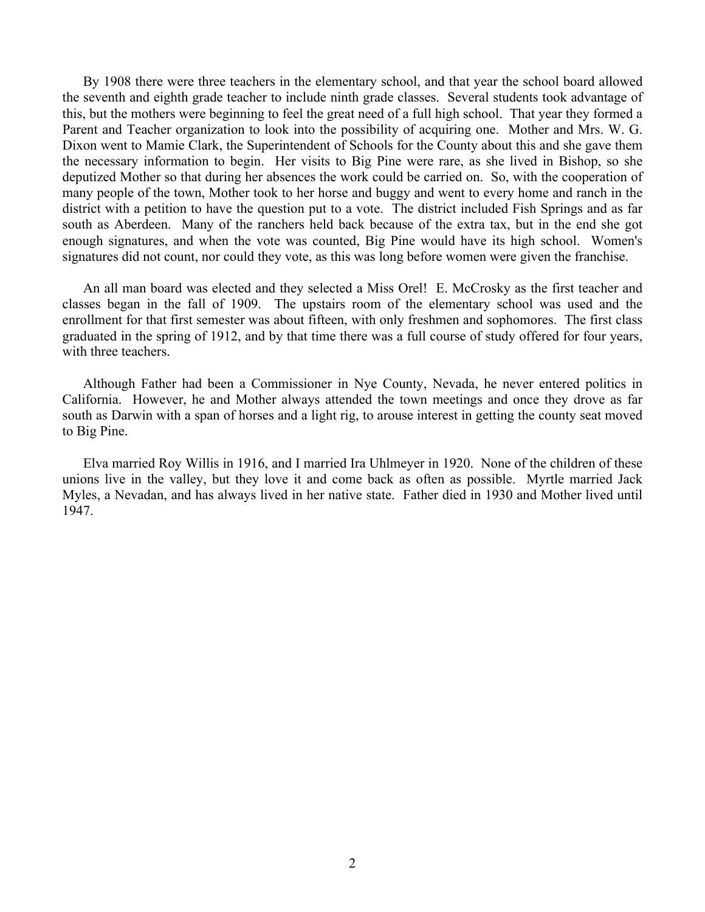By 1908 there were three teachers in the elementary school, and that year the school board allowed the seventh and eighth grade teacher to include ninth grade classes. Several students took advantage of this, but the mothers were beginning to feel the great need of a full high school. That year they formed a Parent and Teacher organization to look into the possibility of acquiring one. Mother and Mrs. W. G. Dixon went to Mamie Clark, the Superintendent of Schools for the County about this and she gave them the necessary information to begin. Her visits to Big Pine were rare, as she lived in Bishop, so she deputized Mother so that during her absences the work could be carried on. So, with the cooperation of many people of the town, Mother took to her horse and buggy and went to every home and ranch in the district with a petition to have the question put to a vote. The district included Fish Springs and as far south as Aberdeen. Many of the ranchers held back because of the extra tax, but in the end she got enough signatures, and when the vote was counted, Big Pine would have its high school. Women's signatures did not count, nor could they vote, as this was long before women were given the franchise.

An all man board was elected and they selected a Miss Orel! E. McCrosky as the first teacher and classes began in the fall of 1909. The upstairs room of the elementary school was used and the enrollment for that first semester was about fifteen, with only freshmen and sophomores. The first class graduated in the spring of 1912, and by that time there was a full course of study offered for four years, with three teachers.

Although Father had been a Commissioner in Nye County, Nevada, he never entered politics in California. However, he and Mother always attended the town meetings and once they drove as far south as Darwin with a span of horses and a light rig, to arouse interest in getting the county seat moved to Big Pine.

Elva married Roy Willis in 1916, and I married Ira Uhlmeyer in 1920. None of the children of these unions live in the valley, but they love it and come back as often as possible. Myrtle married Jack Myles, a Nevadan, and has always lived in her native state. Father died in 1930 and Mother lived until 1947.